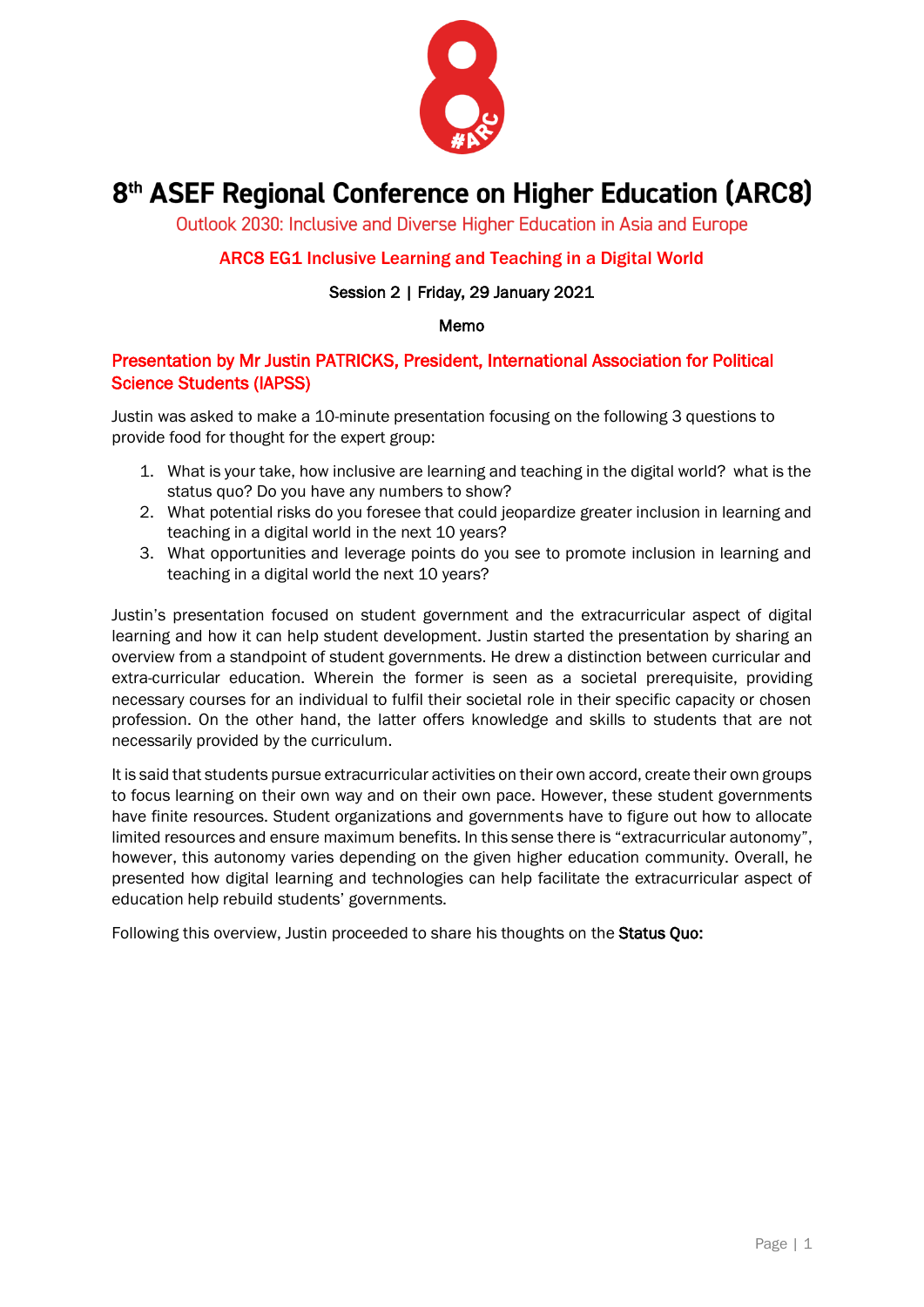# 8th ASEF Regional Conference on Higher Education (ARC8)

Outlook 2030: Inclusive and Diverse Higher Education in Asia and Europe

## ARC8 EG1 Inclusive Learning and Teaching in a Digital World

Session 2 | Friday, 29 January 2021

Memo

### Presentation by Mr Justin PATRICKS, President, International Association for Political Science Students (IAPSS)

Justin was asked to make a 10-minute presentation focusing on the following 3 questions to provide food for thought for the expert group:

1. What is your take, how inclusive are learning and teaching in the digital world? what is the status quo? Do you have any numbers to show?
2. What potential risks do you foresee that could jeopardize greater inclusion in learning and teaching in a digital world in the next 10 years?
3. What opportunities and leverage points do you see to promote inclusion in learning and teaching in a digital world the next 10 years?

Justin's presentation focused on student government and the extracurricular aspect of digital learning and how it can help student development. Justin started the presentation by sharing an overview from a standpoint of student governments. He drew a distinction between curricular and extra-curricular education. Wherein the former is seen as a societal prerequisite, providing necessary courses for an individual to fulfil their societal role in their specific capacity or chosen profession. On the other hand, the latter offers knowledge and skills to students that are not necessarily provided by the curriculum.

It is said that students pursue extracurricular activities on their own accord, create their own groups to focus learning on their own way and on their own pace. However, these student governments have finite resources. Student organizations and governments have to figure out how to allocate limited resources and ensure maximum benefits. In this sense there is "extracurricular autonomy", however, this autonomy varies depending on the given higher education community. Overall, he presented how digital learning and technologies can help facilitate the extracurricular aspect of education help rebuild students' governments.

Following this overview, Justin proceeded to share his thoughts on the **Status Quo:**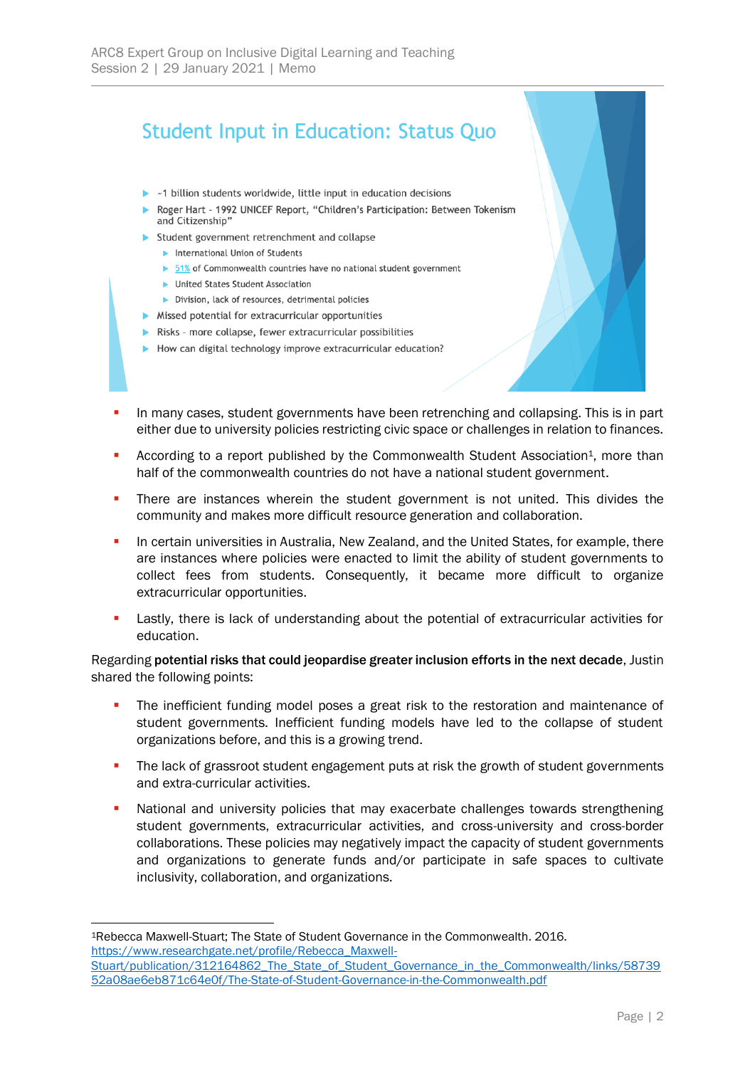## Student Input in Education: Status Quo

- ~1 billion students worldwide, little input in education decisions
- Roger Hart - 1992 UNICEF Report, "Children's Participation: Between Tokenism and Citizenship"
- Student government retrenchment and collapse
  - International Union of Students
  - 51% of Commonwealth countries have no national student government
  - United States Student Association
  - Division, lack of resources, detrimental policies
- Missed potential for extracurricular opportunities
- Risks - more collapse, fewer extracurricular possibilities
- How can digital technology improve extracurricular education?

- In many cases, student governments have been retrenching and collapsing. This is in part either due to university policies restricting civic space or challenges in relation to finances.
- According to a report published by the Commonwealth Student Association[1], more than half of the commonwealth countries do not have a national student government.
- There are instances wherein the student government is not united. This divides the community and makes more difficult resource generation and collaboration.
- In certain universities in Australia, New Zealand, and the United States, for example, there are instances where policies were enacted to limit the ability of student governments to collect fees from students. Consequently, it became more difficult to organize extracurricular opportunities.
- Lastly, there is lack of understanding about the potential of extracurricular activities for education.

Regarding **potential risks that could jeopardise greater inclusion efforts in the next decade**, Justin shared the following points:

- The inefficient funding model poses a great risk to the restoration and maintenance of student governments. Inefficient funding models have led to the collapse of student organizations before, and this is a growing trend.
- The lack of grassroot student engagement puts at risk the growth of student governments and extra-curricular activities.
- National and university policies that may exacerbate challenges towards strengthening student governments, extracurricular activities, and cross-university and cross-border collaborations. These policies may negatively impact the capacity of student governments and organizations to generate funds and/or participate in safe spaces to cultivate inclusivity, collaboration, and organizations.

---

[1] Rebecca Maxwell-Stuart; The State of Student Governance in the Commonwealth. 2016. https://www.researchgate.net/profile/Rebecca_Maxwell-Stuart/publication/312164862_The_State_of_Student_Governance_in_the_Commonwealth/links/5873952a08ae6eb871c64e0f/The-State-of-Student-Governance-in-the-Commonwealth.pdf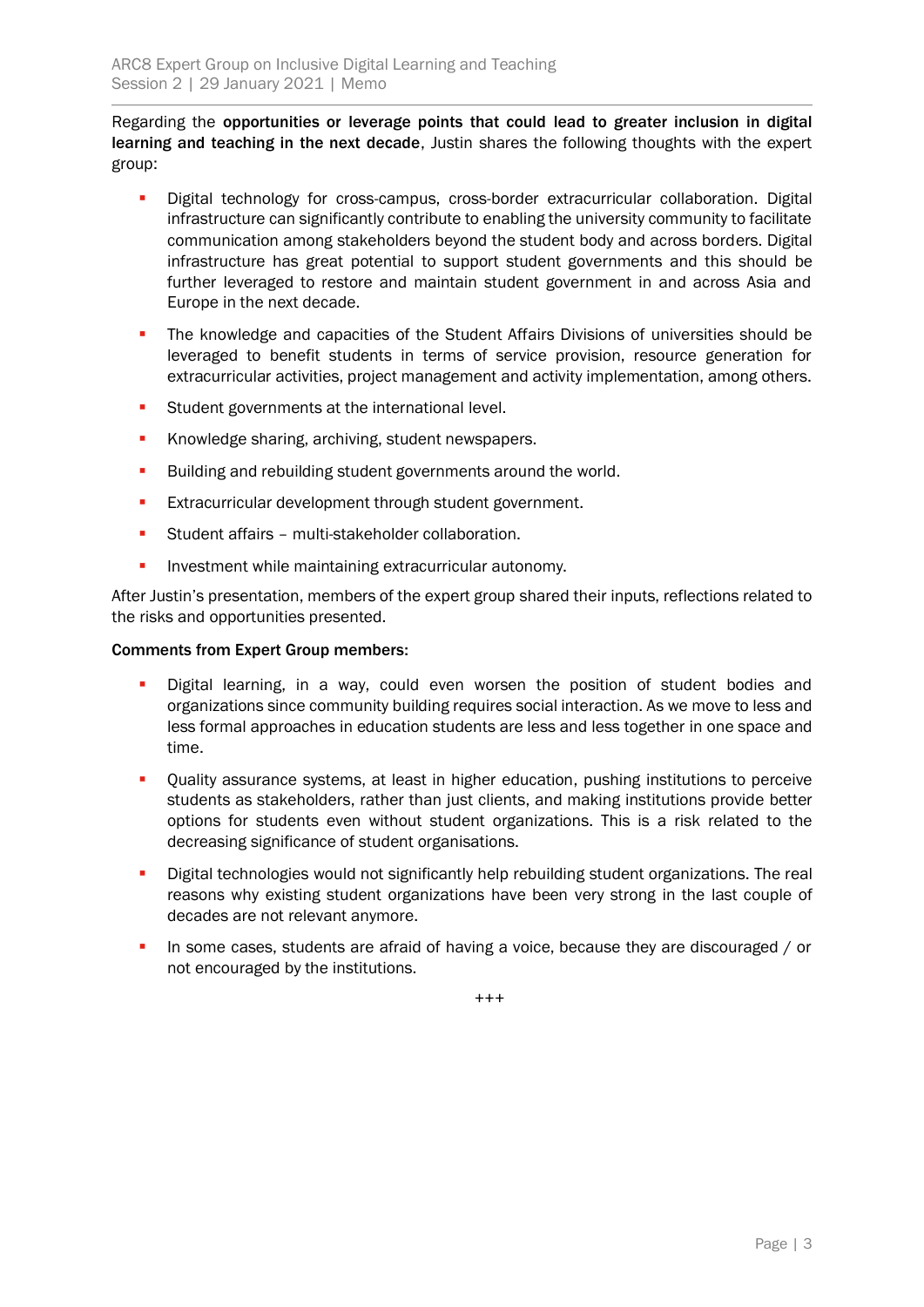Regarding the **opportunities or leverage points that could lead to greater inclusion in digital learning and teaching in the next decade**, Justin shares the following thoughts with the expert group:

- Digital technology for cross-campus, cross-border extracurricular collaboration. Digital infrastructure can significantly contribute to enabling the university community to facilitate communication among stakeholders beyond the student body and across borders. Digital infrastructure has great potential to support student governments and this should be further leveraged to restore and maintain student government in and across Asia and Europe in the next decade.
- The knowledge and capacities of the Student Affairs Divisions of universities should be leveraged to benefit students in terms of service provision, resource generation for extracurricular activities, project management and activity implementation, among others.
- Student governments at the international level.
- Knowledge sharing, archiving, student newspapers.
- Building and rebuilding student governments around the world.
- Extracurricular development through student government.
- Student affairs – multi-stakeholder collaboration.
- Investment while maintaining extracurricular autonomy.

After Justin's presentation, members of the expert group shared their inputs, reflections related to the risks and opportunities presented.

**Comments from Expert Group members:**

- Digital learning, in a way, could even worsen the position of student bodies and organizations since community building requires social interaction. As we move to less and less formal approaches in education students are less and less together in one space and time.
- Quality assurance systems, at least in higher education, pushing institutions to perceive students as stakeholders, rather than just clients, and making institutions provide better options for students even without student organizations. This is a risk related to the decreasing significance of student organisations.
- Digital technologies would not significantly help rebuilding student organizations. The real reasons why existing student organizations have been very strong in the last couple of decades are not relevant anymore.
- In some cases, students are afraid of having a voice, because they are discouraged / or not encouraged by the institutions.

+++